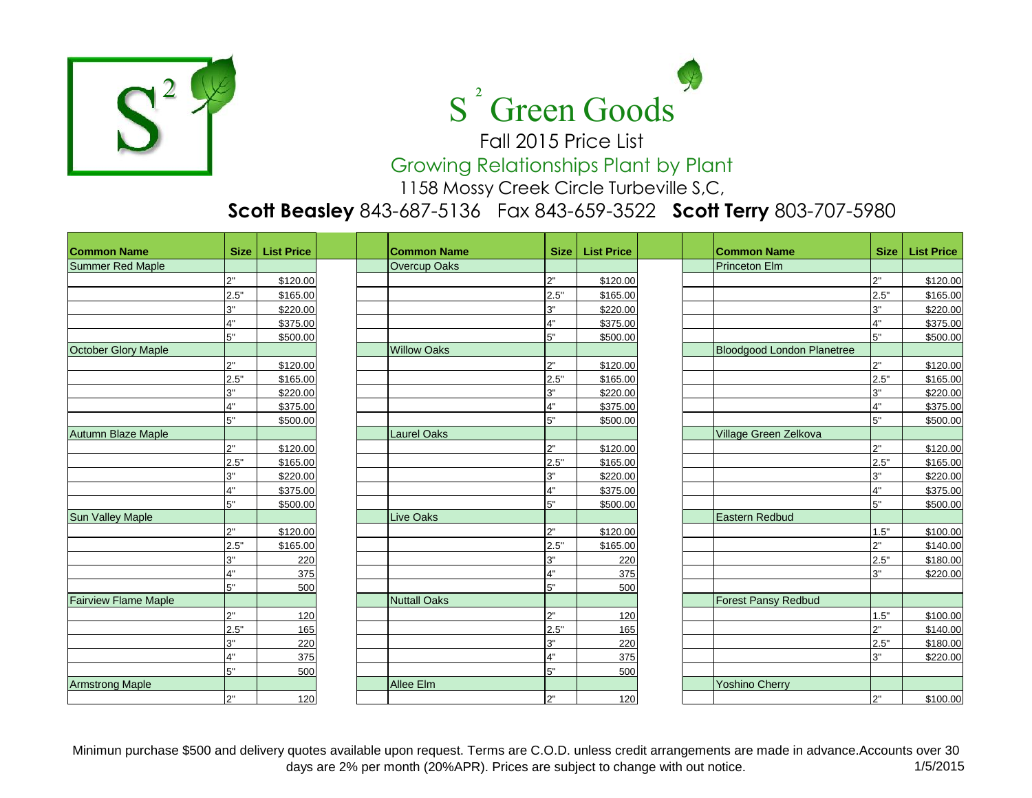# S² Green Goods

Fall 2015 Price List

Growing Relationships Plant by Plant

1158 Mossy Creek Circle Turbeville S,C,

**Scott Beasley** 843-687-5136 Fax 843-659-3522 **Scott Terry** 803-707-5980

| Common Name | Size | List Price |
|---|---|---|
| Summer Red Maple | | |
| | 2" | $120.00 |
| | 2.5" | $165.00 |
| | 3" | $220.00 |
| | 4" | $375.00 |
| | 5" | $500.00 |
| October Glory Maple | | |
| | 2" | $120.00 |
| | 2.5" | $165.00 |
| | 3" | $220.00 |
| | 4" | $375.00 |
| | 5" | $500.00 |
| Autumn Blaze Maple | | |
| | 2" | $120.00 |
| | 2.5" | $165.00 |
| | 3" | $220.00 |
| | 4" | $375.00 |
| | 5" | $500.00 |
| Sun Valley Maple | | |
| | 2" | $120.00 |
| | 2.5" | $165.00 |
| | 3" | 220 |
| | 4" | 375 |
| | 5" | 500 |
| Fairview Flame Maple | | |
| | 2" | 120 |
| | 2.5" | 165 |
| | 3" | 220 |
| | 4" | 375 |
| | 5" | 500 |
| Armstrong Maple | | |
| | 2" | 120 |

| Common Name | Size | List Price |
|---|---|---|
| Overcup Oaks | | |
| | 2" | $120.00 |
| | 2.5" | $165.00 |
| | 3" | $220.00 |
| | 4" | $375.00 |
| | 5" | $500.00 |
| Willow Oaks | | |
| | 2" | $120.00 |
| | 2.5" | $165.00 |
| | 3" | $220.00 |
| | 4" | $375.00 |
| | 5" | $500.00 |
| Laurel Oaks | | |
| | 2" | $120.00 |
| | 2.5" | $165.00 |
| | 3" | $220.00 |
| | 4" | $375.00 |
| | 5" | $500.00 |
| Live Oaks | | |
| | 2" | $120.00 |
| | 2.5" | $165.00 |
| | 3" | 220 |
| | 4" | 375 |
| | 5" | 500 |
| Nuttall Oaks | | |
| | 2" | 120 |
| | 2.5" | 165 |
| | 3" | 220 |
| | 4" | 375 |
| | 5" | 500 |
| Allee Elm | | |
| | 2" | 120 |

| Common Name | Size | List Price |
|---|---|---|
| Princeton Elm | | |
| | 2" | $120.00 |
| | 2.5" | $165.00 |
| | 3" | $220.00 |
| | 4" | $375.00 |
| | 5" | $500.00 |
| Bloodgood London Planetree | | |
| | 2" | $120.00 |
| | 2.5" | $165.00 |
| | 3" | $220.00 |
| | 4" | $375.00 |
| | 5" | $500.00 |
| Village Green Zelkova | | |
| | 2" | $120.00 |
| | 2.5" | $165.00 |
| | 3" | $220.00 |
| | 4" | $375.00 |
| | 5" | $500.00 |
| Eastern Redbud | | |
| | 1.5" | $100.00 |
| | 2" | $140.00 |
| | 2.5" | $180.00 |
| | 3" | $220.00 |
| | | |
| Forest Pansy Redbud | | |
| | 1.5" | $100.00 |
| | 2" | $140.00 |
| | 2.5" | $180.00 |
| | 3" | $220.00 |
| | | |
| Yoshino Cherry | | |
| | 2" | $100.00 |

Minimun purchase $500 and delivery quotes available upon request. Terms are C.O.D. unless credit arrangements are made in advance.Accounts over 30 days are 2% per month (20%APR). Prices are subject to change with out notice. 1/5/2015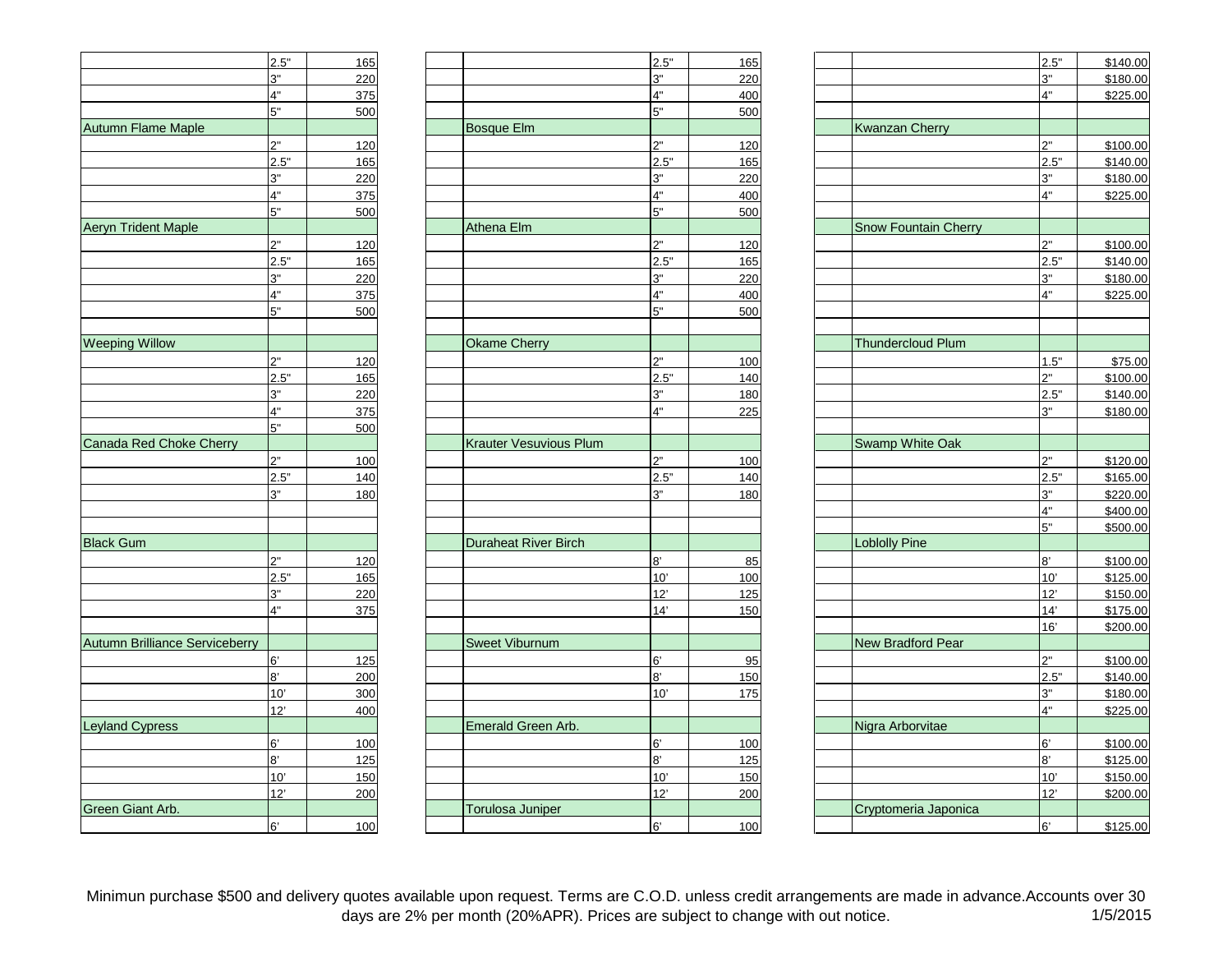| | | |
|---|---|---|
| | 2.5" | 165 |
| | 3" | 220 |
| | 4" | 375 |
| | 5" | 500 |
| Autumn Flame Maple | | |
| | 2" | 120 |
| | 2.5" | 165 |
| | 3" | 220 |
| | 4" | 375 |
| | 5" | 500 |
| Aeryn Trident Maple | | |
| | 2" | 120 |
| | 2.5" | 165 |
| | 3" | 220 |
| | 4" | 375 |
| | 5" | 500 |
| | | |
| Weeping Willow | | |
| | 2" | 120 |
| | 2.5" | 165 |
| | 3" | 220 |
| | 4" | 375 |
| | 5" | 500 |
| Canada Red Choke Cherry | | |
| | 2" | 100 |
| | 2.5" | 140 |
| | 3" | 180 |
| | | |
| | | |
| Black Gum | | |
| | 2" | 120 |
| | 2.5" | 165 |
| | 3" | 220 |
| | 4" | 375 |
| | | |
| Autumn Brilliance Serviceberry | | |
| | 6' | 125 |
| | 8' | 200 |
| | 10' | 300 |
| | 12' | 400 |
| Leyland Cypress | | |
| | 6' | 100 |
| | 8' | 125 |
| | 10' | 150 |
| | 12' | 200 |
| Green Giant Arb. | | |
| | 6' | 100 |

| | | |
|---|---|---|
| | 2.5" | 165 |
| | 3" | 220 |
| | 4" | 400 |
| | 5" | 500 |
| Bosque Elm | | |
| | 2" | 120 |
| | 2.5" | 165 |
| | 3" | 220 |
| | 4" | 400 |
| | 5" | 500 |
| Athena Elm | | |
| | 2" | 120 |
| | 2.5" | 165 |
| | 3" | 220 |
| | 4" | 400 |
| | 5" | 500 |
| | | |
| Okame Cherry | | |
| | 2" | 100 |
| | 2.5" | 140 |
| | 3" | 180 |
| | 4" | 225 |
| | | |
| Krauter Vesuvious Plum | | |
| | 2" | 100 |
| | 2.5" | 140 |
| | 3" | 180 |
| | | |
| | | |
| Duraheat River Birch | | |
| | 8' | 85 |
| | 10' | 100 |
| | 12' | 125 |
| | 14' | 150 |
| | | |
| Sweet Viburnum | | |
| | 6' | 95 |
| | 8' | 150 |
| | 10' | 175 |
| | | |
| Emerald Green Arb. | | |
| | 6' | 100 |
| | 8' | 125 |
| | 10' | 150 |
| | 12' | 200 |
| Torulosa Juniper | | |
| | 6' | 100 |

| | | |
|---|---|---|
| | 2.5" | $140.00 |
| | 3" | $180.00 |
| | 4" | $225.00 |
| | | |
| Kwanzan Cherry | | |
| | 2" | $100.00 |
| | 2.5" | $140.00 |
| | 3" | $180.00 |
| | 4" | $225.00 |
| | | |
| Snow Fountain Cherry | | |
| | 2" | $100.00 |
| | 2.5" | $140.00 |
| | 3" | $180.00 |
| | 4" | $225.00 |
| | | |
| | | |
| Thundercloud Plum | | |
| | 1.5" | $75.00 |
| | 2" | $100.00 |
| | 2.5" | $140.00 |
| | 3" | $180.00 |
| | | |
| Swamp White Oak | | |
| | 2" | $120.00 |
| | 2.5" | $165.00 |
| | 3" | $220.00 |
| | 4" | $400.00 |
| | 5" | $500.00 |
| Loblolly Pine | | |
| | 8' | $100.00 |
| | 10' | $125.00 |
| | 12' | $150.00 |
| | 14' | $175.00 |
| | 16' | $200.00 |
| New Bradford Pear | | |
| | 2" | $100.00 |
| | 2.5" | $140.00 |
| | 3" | $180.00 |
| | 4" | $225.00 |
| Nigra Arborvitae | | |
| | 6' | $100.00 |
| | 8' | $125.00 |
| | 10' | $150.00 |
| | 12' | $200.00 |
| Cryptomeria Japonica | | |
| | 6' | $125.00 |

Minimun purchase $500 and delivery quotes available upon request. Terms are C.O.D. unless credit arrangements are made in advance.Accounts over 30 days are 2% per month (20%APR). Prices are subject to change with out notice. 1/5/2015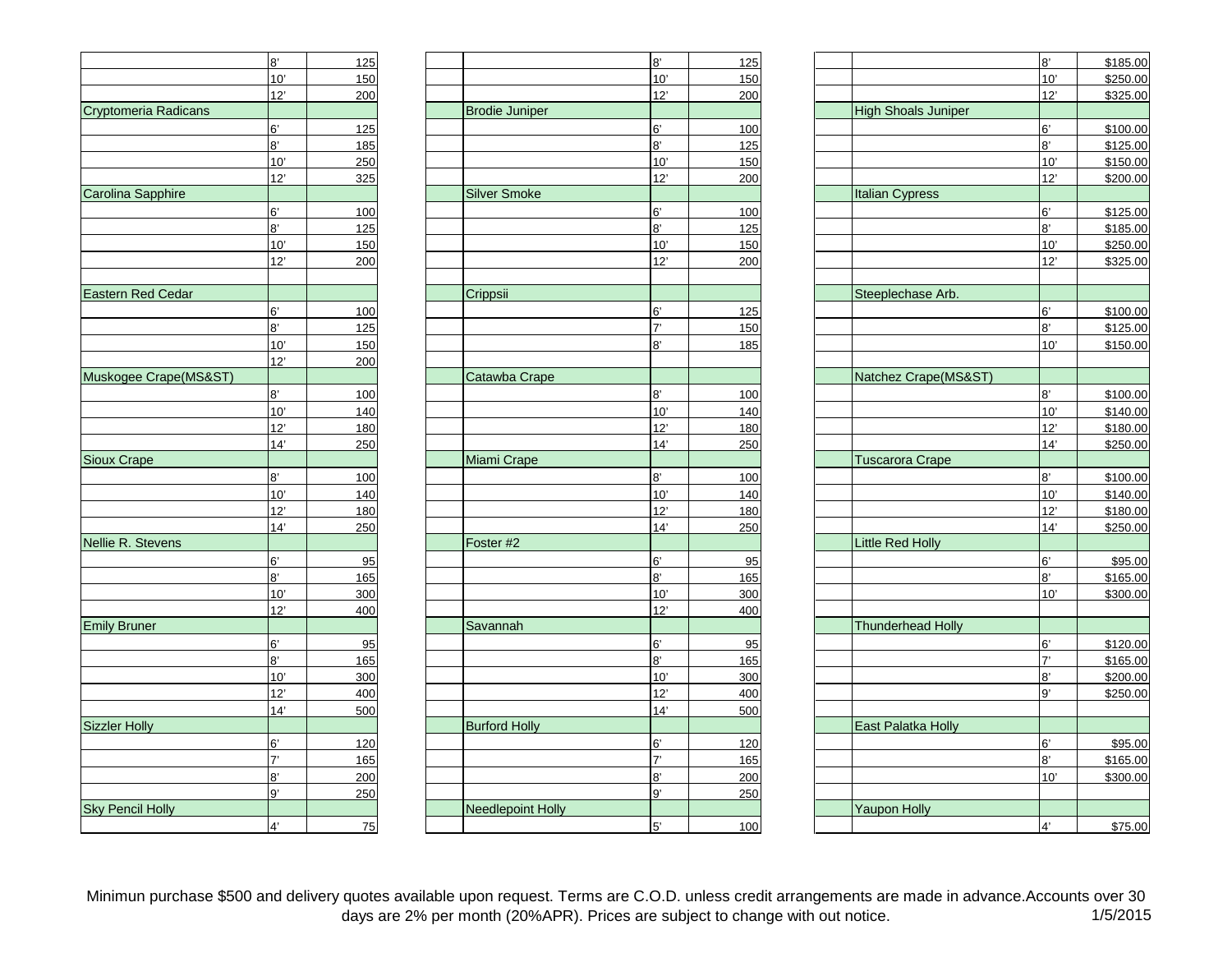| | | |
|---|---|---|
| | 8' | 125 |
| | 10' | 150 |
| | 12' | 200 |
| Cryptomeria Radicans | | |
| | 6' | 125 |
| | 8' | 185 |
| | 10' | 250 |
| | 12' | 325 |
| Carolina Sapphire | | |
| | 6' | 100 |
| | 8' | 125 |
| | 10' | 150 |
| | 12' | 200 |
| | | |
| Eastern Red Cedar | | |
| | 6' | 100 |
| | 8' | 125 |
| | 10' | 150 |
| | 12' | 200 |
| Muskogee Crape(MS&ST) | | |
| | 8' | 100 |
| | 10' | 140 |
| | 12' | 180 |
| | 14' | 250 |
| Sioux Crape | | |
| | 8' | 100 |
| | 10' | 140 |
| | 12' | 180 |
| | 14' | 250 |
| Nellie R. Stevens | | |
| | 6' | 95 |
| | 8' | 165 |
| | 10' | 300 |
| | 12' | 400 |
| Emily Bruner | | |
| | 6' | 95 |
| | 8' | 165 |
| | 10' | 300 |
| | 12' | 400 |
| | 14' | 500 |
| Sizzler Holly | | |
| | 6' | 120 |
| | 7' | 165 |
| | 8' | 200 |
| | 9' | 250 |
| Sky Pencil Holly | | |
| | 4' | 75 |

| | | | |
|---|---|---|---|
| | | 8' | 125 |
| | | 10' | 150 |
| | | 12' | 200 |
| | Brodie Juniper | | |
| | | 6' | 100 |
| | | 8' | 125 |
| | | 10' | 150 |
| | | 12' | 200 |
| | Silver Smoke | | |
| | | 6' | 100 |
| | | 8' | 125 |
| | | 10' | 150 |
| | | 12' | 200 |
| | | | |
| | Crippsii | | |
| | | 6' | 125 |
| | | 7' | 150 |
| | | 8' | 185 |
| | | | |
| | Catawba Crape | | |
| | | 8' | 100 |
| | | 10' | 140 |
| | | 12' | 180 |
| | | 14' | 250 |
| | Miami Crape | | |
| | | 8' | 100 |
| | | 10' | 140 |
| | | 12' | 180 |
| | | 14' | 250 |
| | Foster #2 | | |
| | | 6' | 95 |
| | | 8' | 165 |
| | | 10' | 300 |
| | | 12' | 400 |
| | Savannah | | |
| | | 6' | 95 |
| | | 8' | 165 |
| | | 10' | 300 |
| | | 12' | 400 |
| | | 14' | 500 |
| | Burford Holly | | |
| | | 6' | 120 |
| | | 7' | 165 |
| | | 8' | 200 |
| | | 9' | 250 |
| | Needlepoint Holly | | |
| | | 5' | 100 |

| | | | |
|---|---|---|---|
| | | 8' | $185.00 |
| | | 10' | $250.00 |
| | | 12' | $325.00 |
| | High Shoals Juniper | | |
| | | 6' | $100.00 |
| | | 8' | $125.00 |
| | | 10' | $150.00 |
| | | 12' | $200.00 |
| | Italian Cypress | | |
| | | 6' | $125.00 |
| | | 8' | $185.00 |
| | | 10' | $250.00 |
| | | 12' | $325.00 |
| | | | |
| | Steeplechase Arb. | | |
| | | 6' | $100.00 |
| | | 8' | $125.00 |
| | | 10' | $150.00 |
| | | | |
| | Natchez Crape(MS&ST) | | |
| | | 8' | $100.00 |
| | | 10' | $140.00 |
| | | 12' | $180.00 |
| | | 14' | $250.00 |
| | Tuscarora Crape | | |
| | | 8' | $100.00 |
| | | 10' | $140.00 |
| | | 12' | $180.00 |
| | | 14' | $250.00 |
| | Little Red Holly | | |
| | | 6' | $95.00 |
| | | 8' | $165.00 |
| | | 10' | $300.00 |
| | | | |
| | Thunderhead Holly | | |
| | | 6' | $120.00 |
| | | 7' | $165.00 |
| | | 8' | $200.00 |
| | | 9' | $250.00 |
| | | | |
| | East Palatka Holly | | |
| | | 6' | $95.00 |
| | | 8' | $165.00 |
| | | 10' | $300.00 |
| | | | |
| | Yaupon Holly | | |
| | | 4' | $75.00 |

Minimun purchase $500 and delivery quotes available upon request. Terms are C.O.D. unless credit arrangements are made in advance.Accounts over 30 days are 2% per month (20%APR). Prices are subject to change with out notice. 1/5/2015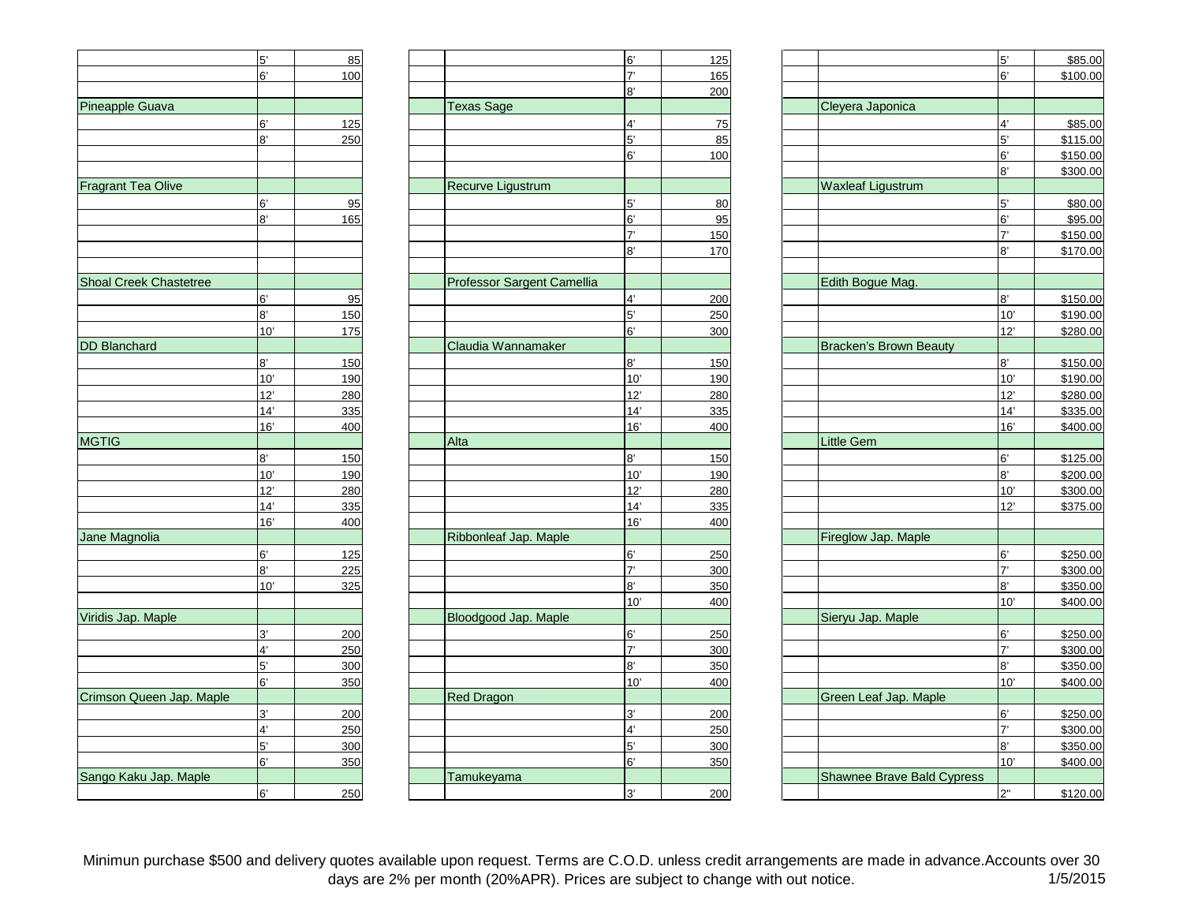| Plant | Size | Price |
|---|---|---|
| | 5' | 85 |
| | 6' | 100 |
| Pineapple Guava | | |
| | 6' | 125 |
| | 8' | 250 |
| Fragrant Tea Olive | | |
| | 6' | 95 |
| | 8' | 165 |
| Shoal Creek Chastetree | | |
| | 6' | 95 |
| | 8' | 150 |
| | 10' | 175 |
| DD Blanchard | | |
| | 8' | 150 |
| | 10' | 190 |
| | 12' | 280 |
| | 14' | 335 |
| | 16' | 400 |
| MGTIG | | |
| | 8' | 150 |
| | 10' | 190 |
| | 12' | 280 |
| | 14' | 335 |
| | 16' | 400 |
| Jane Magnolia | | |
| | 6' | 125 |
| | 8' | 225 |
| | 10' | 325 |
| Viridis Jap. Maple | | |
| | 3' | 200 |
| | 4' | 250 |
| | 5' | 300 |
| | 6' | 350 |
| Crimson Queen Jap. Maple | | |
| | 3' | 200 |
| | 4' | 250 |
| | 5' | 300 |
| | 6' | 350 |
| Sango Kaku Jap. Maple | | |
| | 6' | 250 |

| Plant | Size | Price |
|---|---|---|
| | 6' | 125 |
| | 7' | 165 |
| | 8' | 200 |
| Texas Sage | | |
| | 4' | 75 |
| | 5' | 85 |
| | 6' | 100 |
| Recurve Ligustrum | | |
| | 5' | 80 |
| | 6' | 95 |
| | 7' | 150 |
| | 8' | 170 |
| Professor Sargent Camellia | | |
| | 4' | 200 |
| | 5' | 250 |
| | 6' | 300 |
| Claudia Wannamaker | | |
| | 8' | 150 |
| | 10' | 190 |
| | 12' | 280 |
| | 14' | 335 |
| | 16' | 400 |
| Alta | | |
| | 8' | 150 |
| | 10' | 190 |
| | 12' | 280 |
| | 14' | 335 |
| | 16' | 400 |
| Ribbonleaf Jap. Maple | | |
| | 6' | 250 |
| | 7' | 300 |
| | 8' | 350 |
| | 10' | 400 |
| Bloodgood Jap. Maple | | |
| | 6' | 250 |
| | 7' | 300 |
| | 8' | 350 |
| | 10' | 400 |
| Red Dragon | | |
| | 3' | 200 |
| | 4' | 250 |
| | 5' | 300 |
| | 6' | 350 |
| Tamukeyama | | |
| | 3' | 200 |

| Plant | Size | Price |
|---|---|---|
| | 5' | $85.00 |
| | 6' | $100.00 |
| Cleyera Japonica | | |
| | 4' | $85.00 |
| | 5' | $115.00 |
| | 6' | $150.00 |
| | 8' | $300.00 |
| Waxleaf Ligustrum | | |
| | 5' | $80.00 |
| | 6' | $95.00 |
| | 7' | $150.00 |
| | 8' | $170.00 |
| Edith Bogue Mag. | | |
| | 8' | $150.00 |
| | 10' | $190.00 |
| | 12' | $280.00 |
| Bracken's Brown Beauty | | |
| | 8' | $150.00 |
| | 10' | $190.00 |
| | 12' | $280.00 |
| | 14' | $335.00 |
| | 16' | $400.00 |
| Little Gem | | |
| | 6' | $125.00 |
| | 8' | $200.00 |
| | 10' | $300.00 |
| | 12' | $375.00 |
| Fireglow Jap. Maple | | |
| | 6' | $250.00 |
| | 7' | $300.00 |
| | 8' | $350.00 |
| | 10' | $400.00 |
| Sieryu Jap. Maple | | |
| | 6' | $250.00 |
| | 7' | $300.00 |
| | 8' | $350.00 |
| | 10' | $400.00 |
| Green Leaf Jap. Maple | | |
| | 6' | $250.00 |
| | 7' | $300.00 |
| | 8' | $350.00 |
| | 10' | $400.00 |
| Shawnee Brave Bald Cypress | | |
| | 2" | $120.00 |

Minimun purchase $500 and delivery quotes available upon request. Terms are C.O.D. unless credit arrangements are made in advance.Accounts over 30 days are 2% per month (20%APR). Prices are subject to change with out notice. 1/5/2015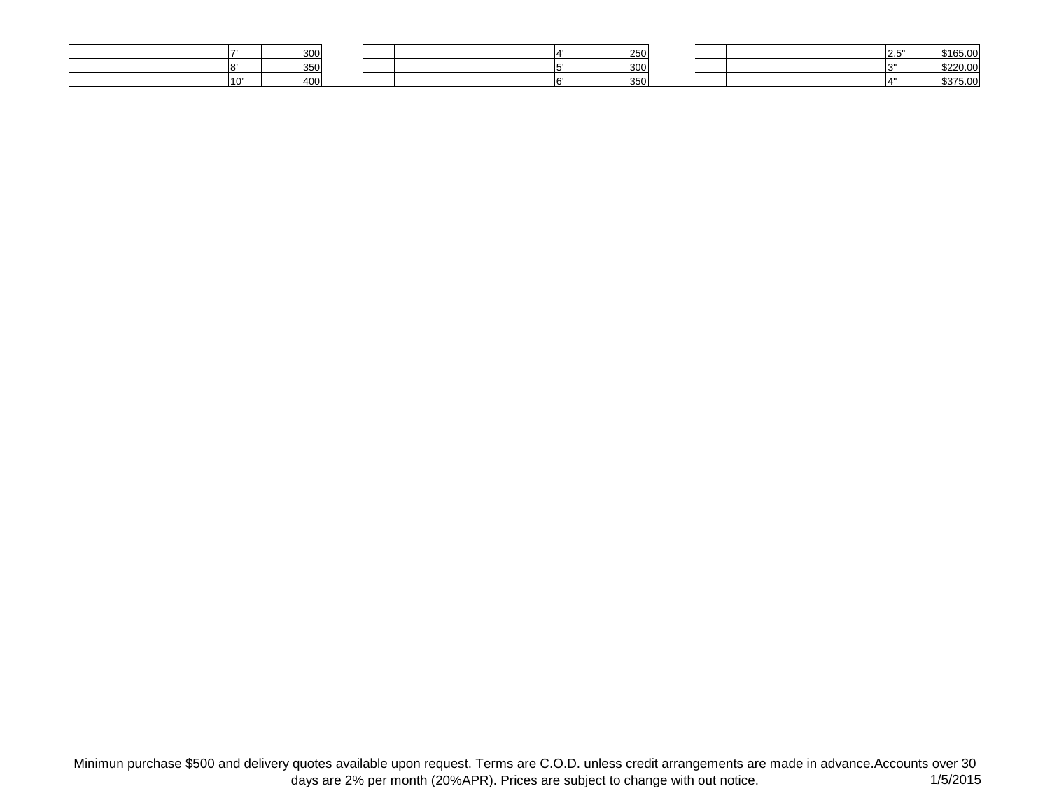| | | |
|---|---|---|
| | 7' | 300 |
| | 8' | 350 |
| | 10' | 400 |

| | | | |
|---|---|---|---|
| | | 4' | 250 |
| | | 5' | 300 |
| | | 6' | 350 |

| | | | |
|---|---|---|---|
| | | 2.5" | $165.00 |
| | | 3" | $220.00 |
| | | 4" | $375.00 |

Minimun purchase $500 and delivery quotes available upon request. Terms are C.O.D. unless credit arrangements are made in advance.Accounts over 30 days are 2% per month (20%APR). Prices are subject to change with out notice. 1/5/2015